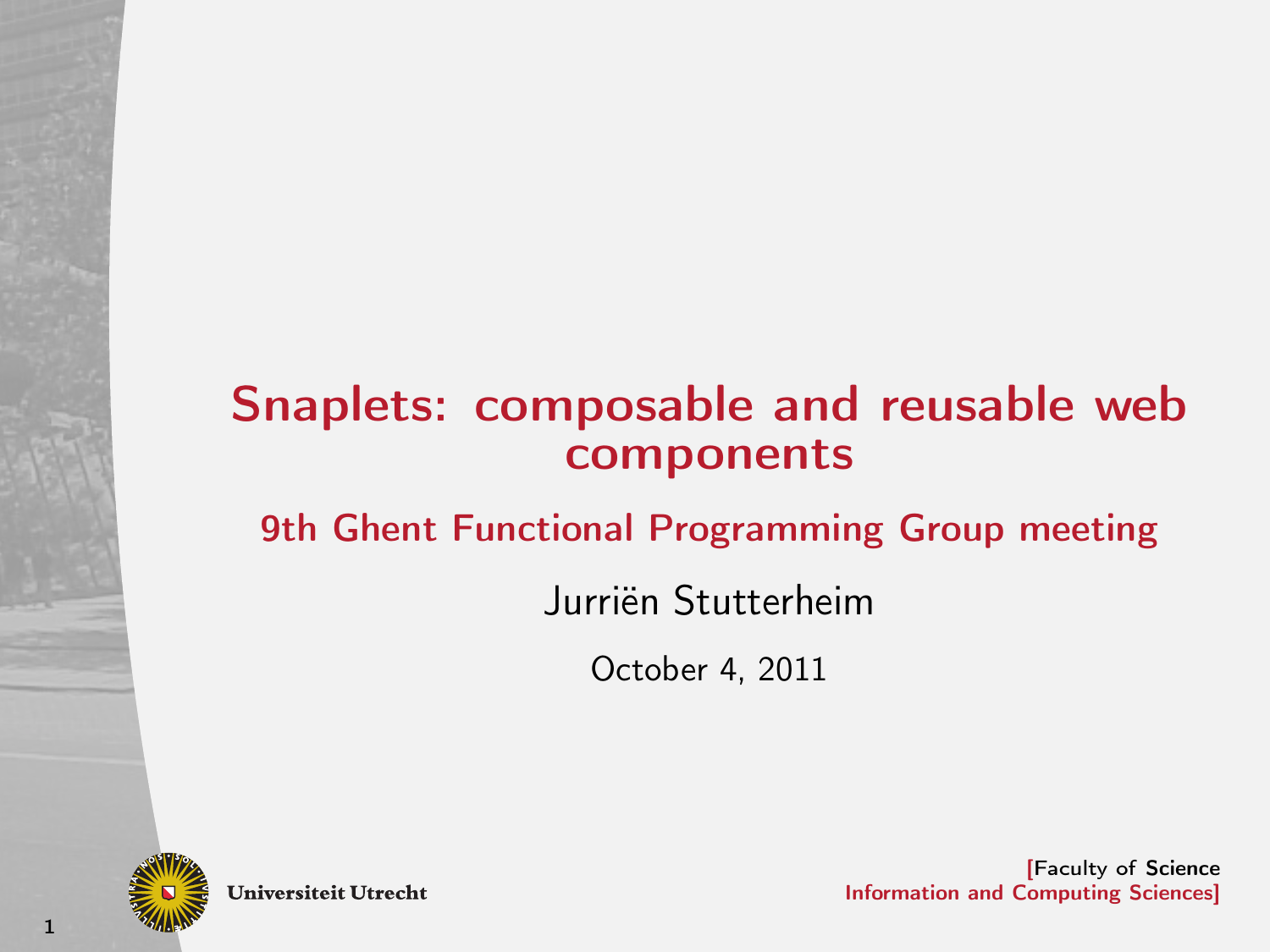# Snaplets: composable and reusable web components

## 9th Ghent Functional Programming Group meeting

Jurriën Stutterheim

October 4, 2011

Universiteit Utrecht

[Faculty of Science
Information and Computing Sciences]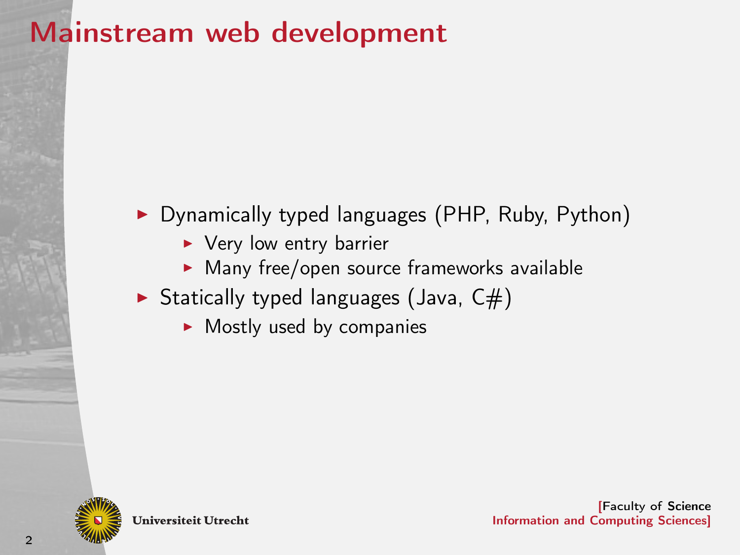# Mainstream web development

- Dynamically typed languages (PHP, Ruby, Python)
  - Very low entry barrier
  - Many free/open source frameworks available
- Statically typed languages (Java, C#)
  - Mostly used by companies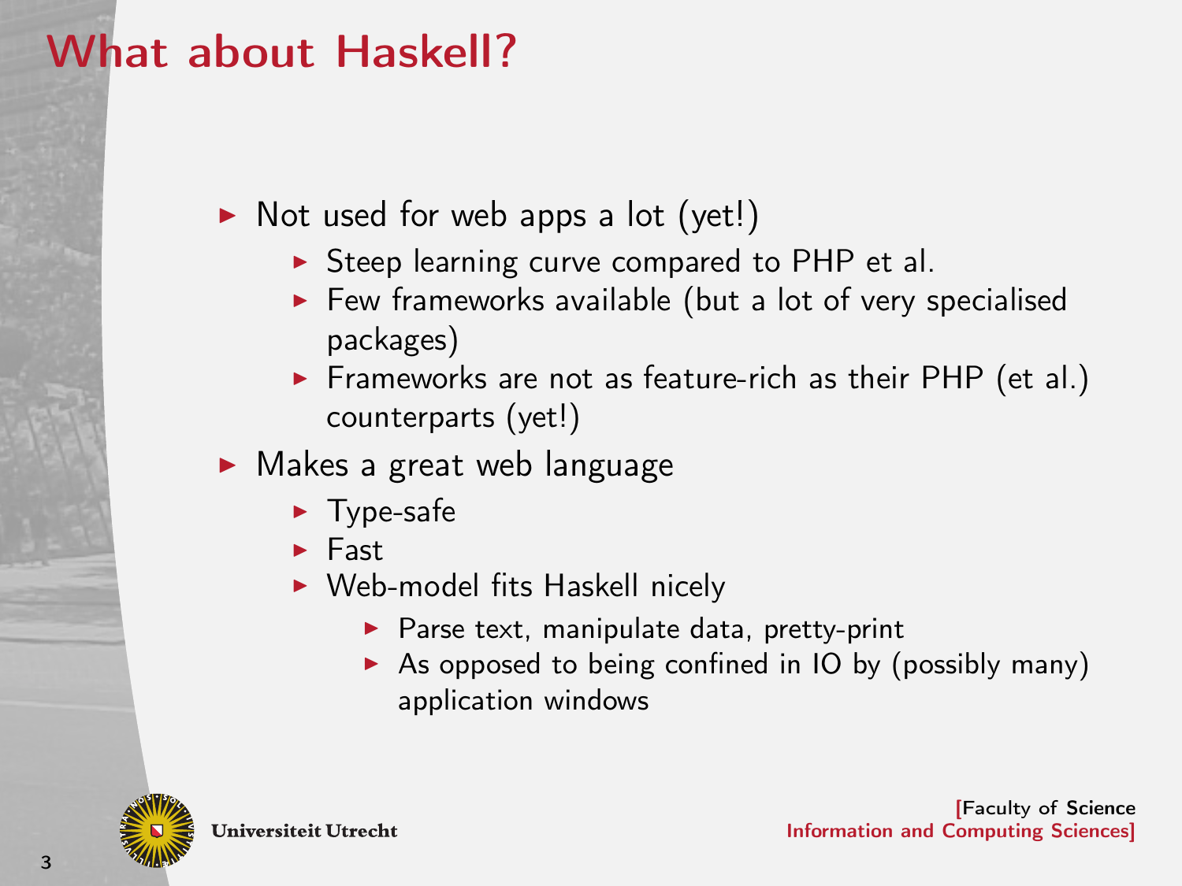# What about Haskell?

- Not used for web apps a lot (yet!)
  - Steep learning curve compared to PHP et al.
  - Few frameworks available (but a lot of very specialised packages)
  - Frameworks are not as feature-rich as their PHP (et al.) counterparts (yet!)
- Makes a great web language
  - Type-safe
  - Fast
  - Web-model fits Haskell nicely
    - Parse text, manipulate data, pretty-print
    - As opposed to being confined in IO by (possibly many) application windows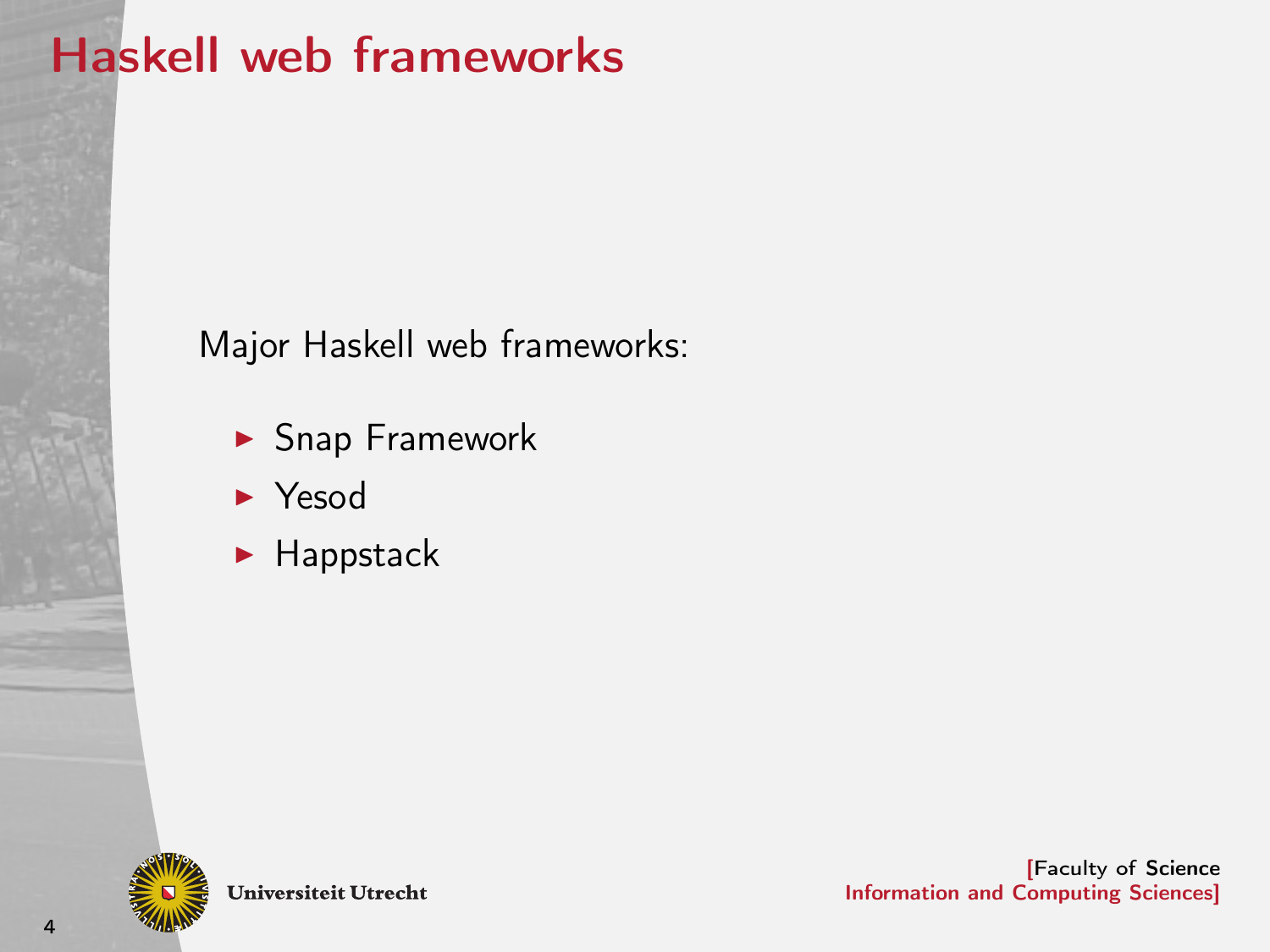# Haskell web frameworks

Major Haskell web frameworks:

- Snap Framework
- Yesod
- Happstack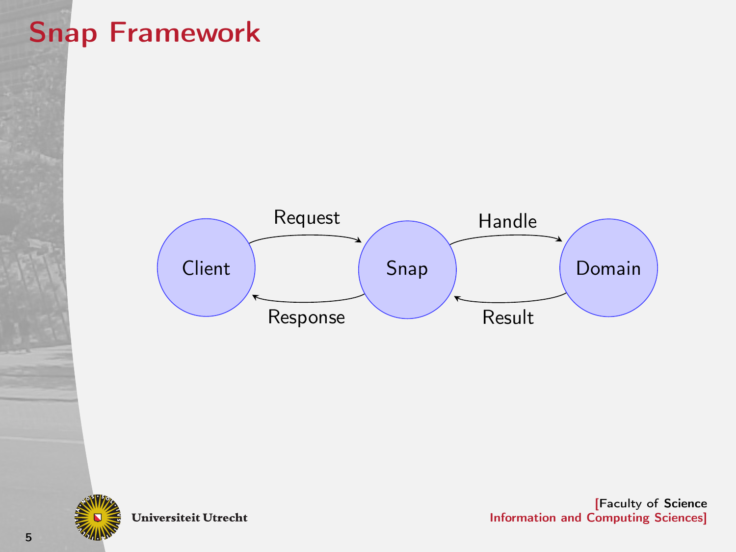# Snap Framework

Client → Request → Snap → Handle → Domain

Domain → Result → Snap → Response → Client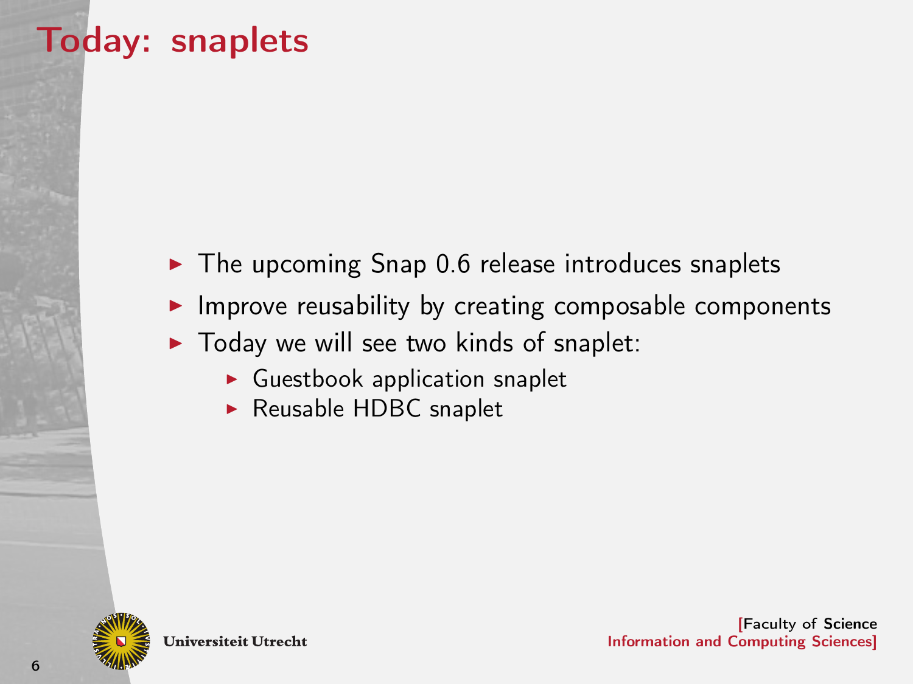# Today: snaplets

- The upcoming Snap 0.6 release introduces snaplets
- Improve reusability by creating composable components
- Today we will see two kinds of snaplet:
  - Guestbook application snaplet
  - Reusable HDBC snaplet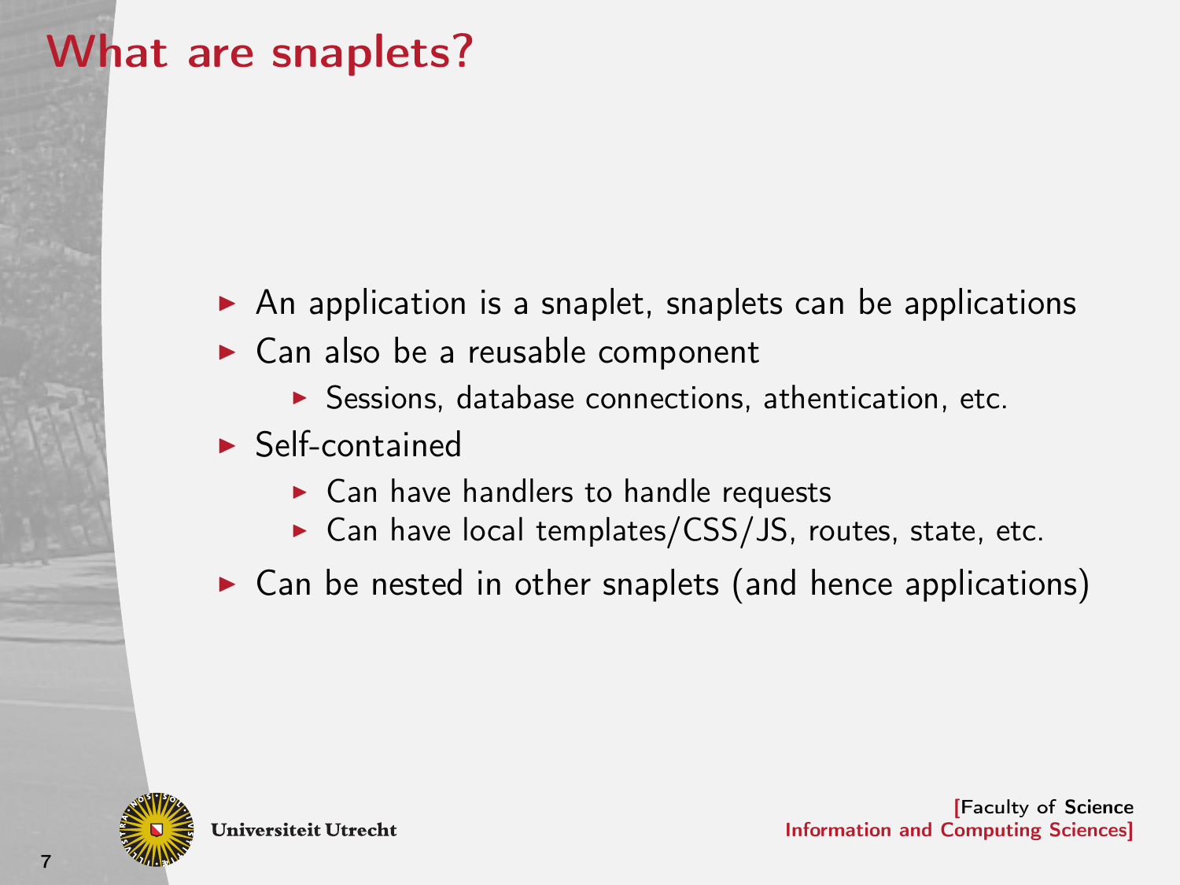# What are snaplets?

- An application is a snaplet, snaplets can be applications
- Can also be a reusable component
  - Sessions, database connections, athentication, etc.
- Self-contained
  - Can have handlers to handle requests
  - Can have local templates/CSS/JS, routes, state, etc.
- Can be nested in other snaplets (and hence applications)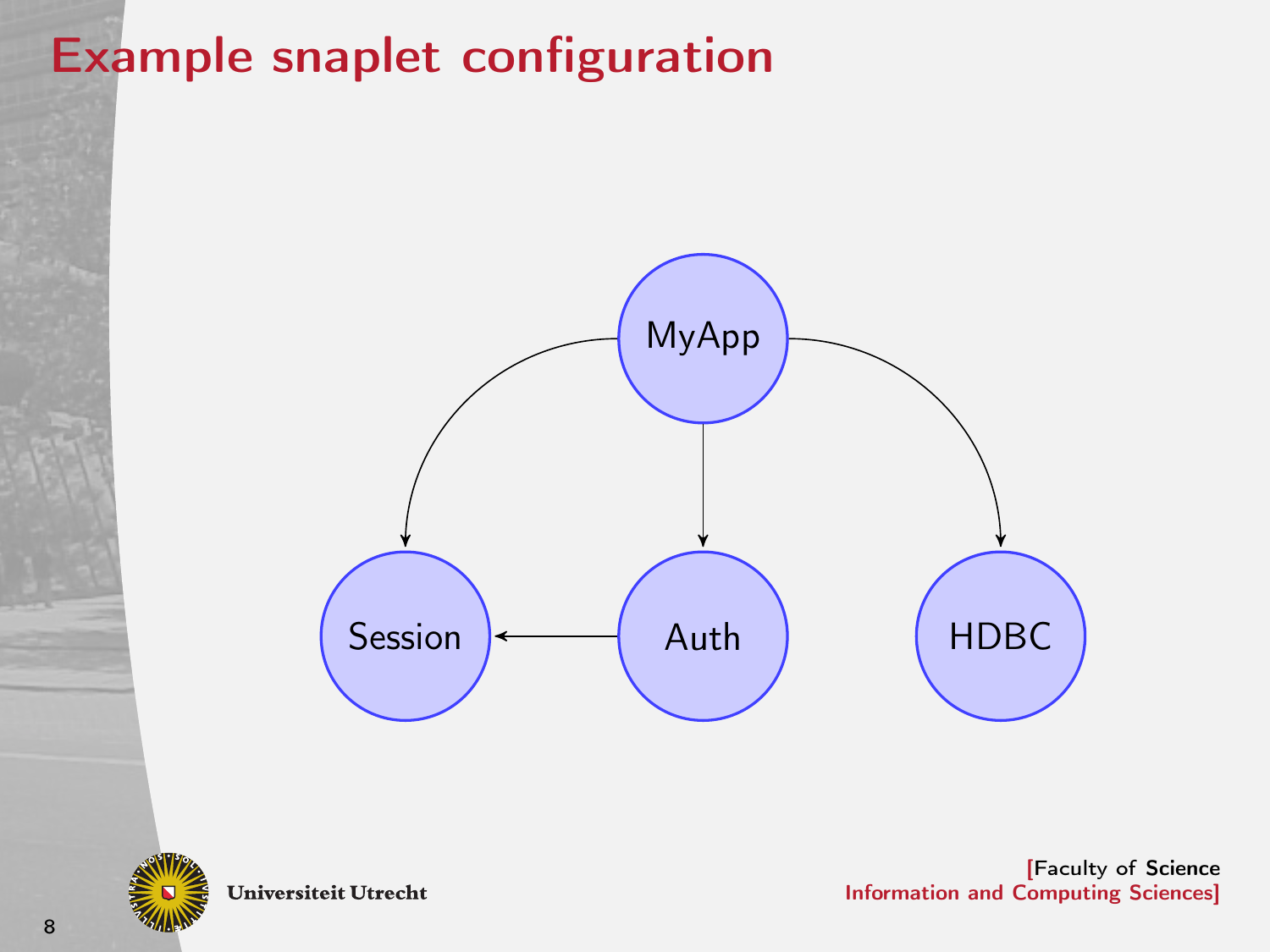# Example snaplet configuration

MyApp

Session

Auth

HDBC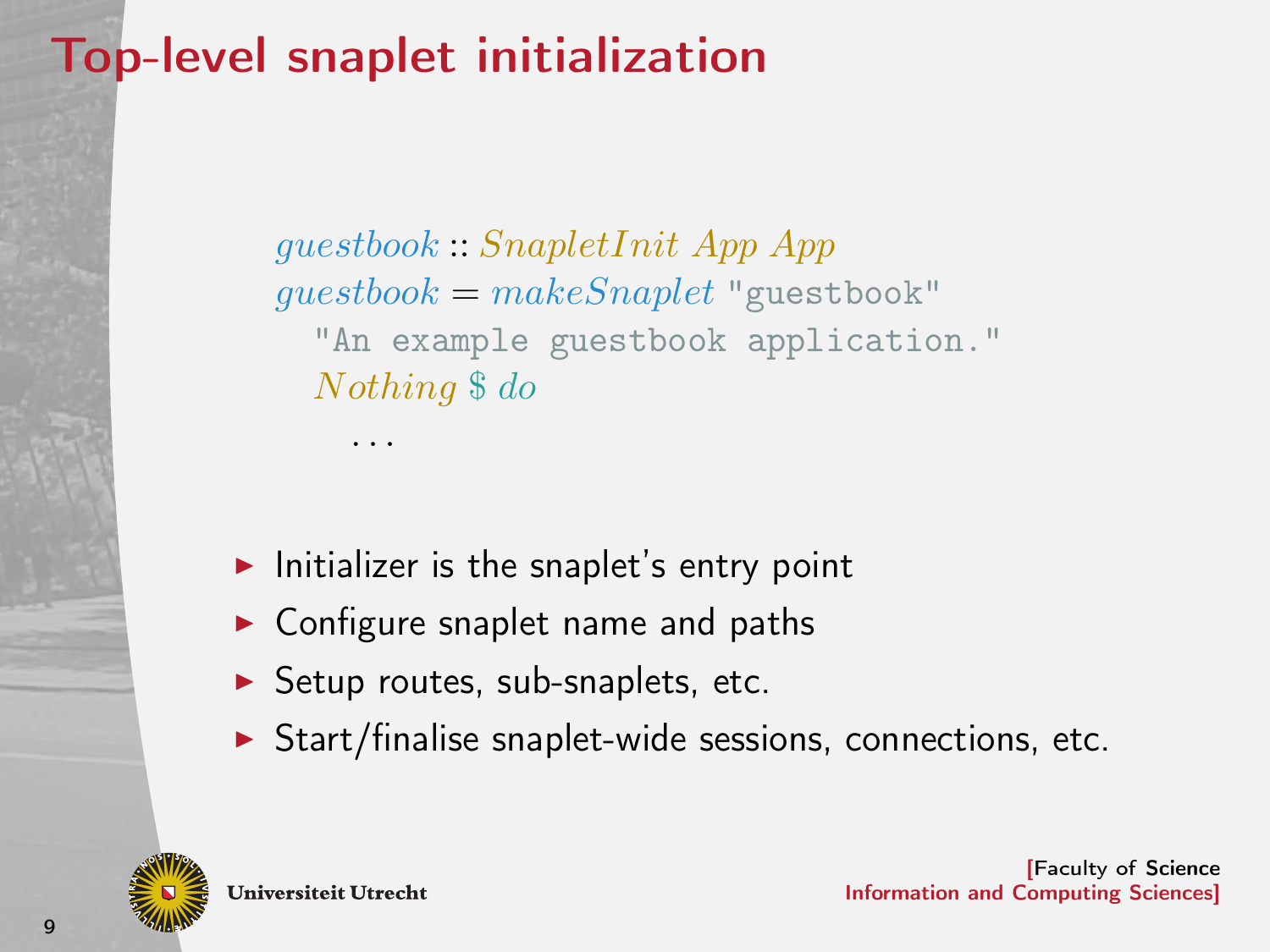# Top-level snaplet initialization

```haskell
guestbook :: SnapletInit App App
guestbook = makeSnaplet "guestbook"
  "An example guestbook application."
  Nothing $ do
    ...
```

- Initializer is the snaplet's entry point
- Configure snaplet name and paths
- Setup routes, sub-snaplets, etc.
- Start/finalise snaplet-wide sessions, connections, etc.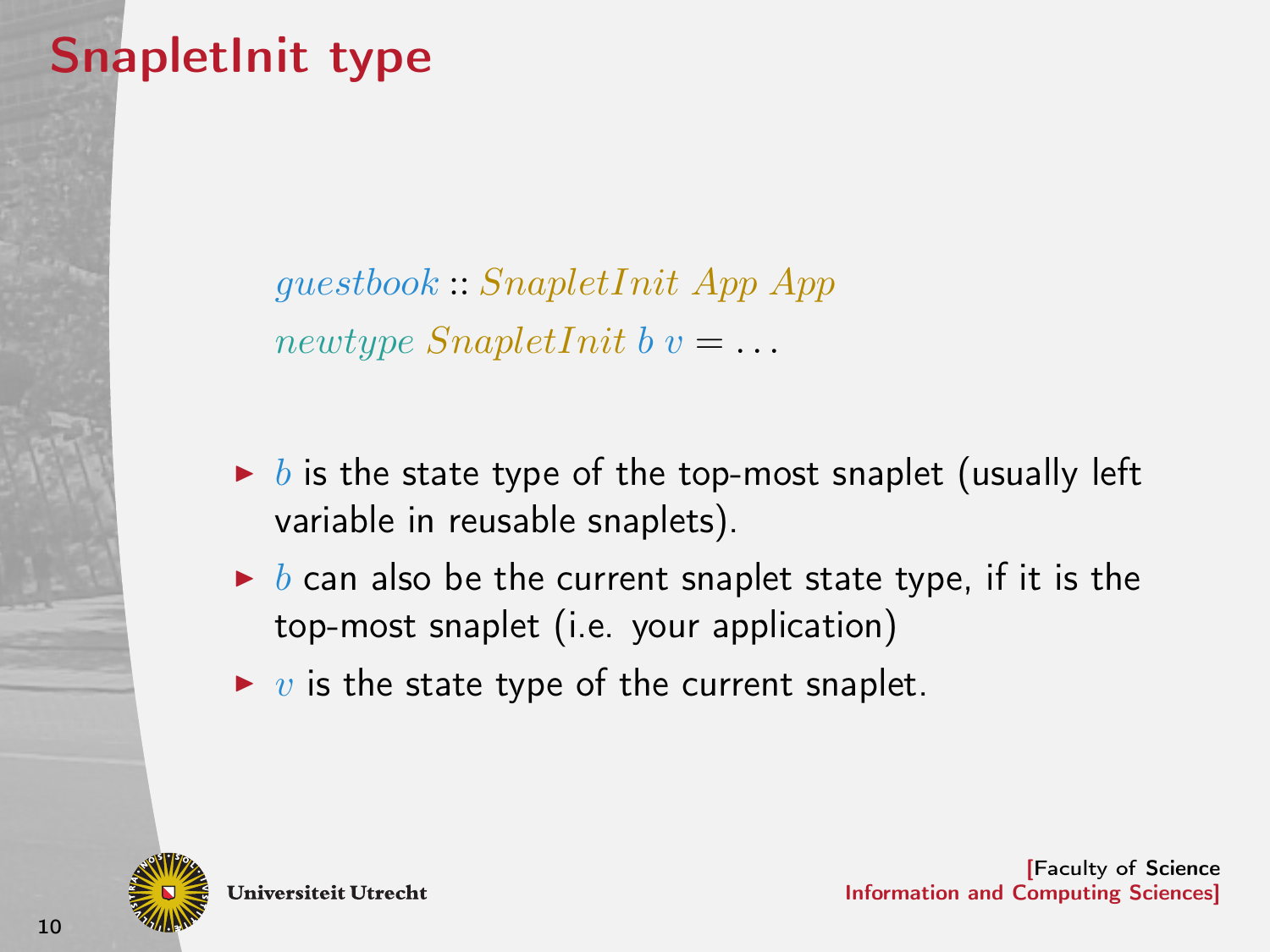# SnapletInit type

```
guestbook :: SnapletInit App App
newtype SnapletInit b v = ...
```

- $b$ is the state type of the top-most snaplet (usually left variable in reusable snaplets).
- $b$ can also be the current snaplet state type, if it is the top-most snaplet (i.e. your application)
- $v$ is the state type of the current snaplet.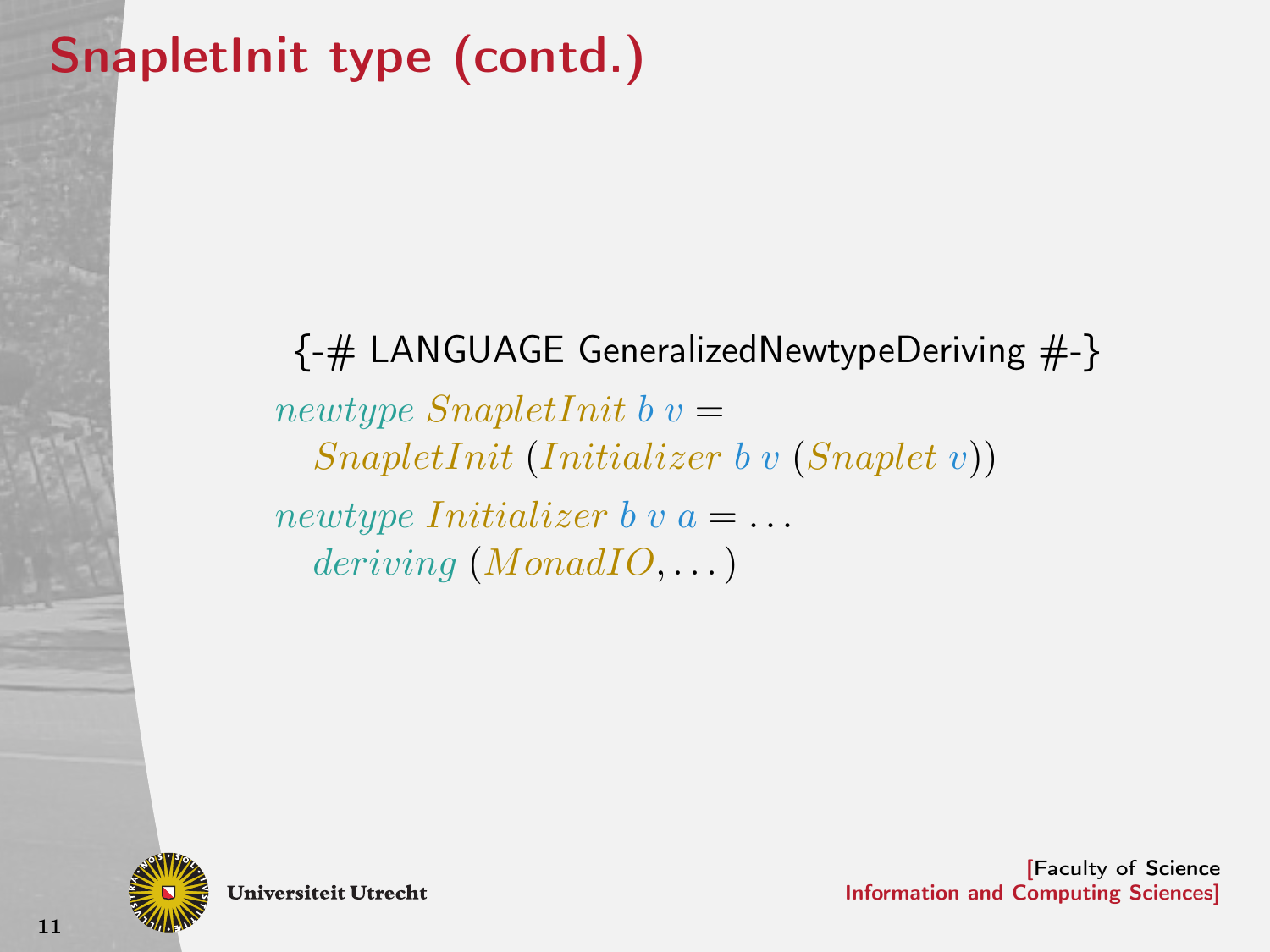# SnapletInit type (contd.)

```haskell
{-# LANGUAGE GeneralizedNewtypeDeriving #-}
newtype SnapletInit b v =
  SnapletInit (Initializer b v (Snaplet v))
newtype Initializer b v a = ...
  deriving (MonadIO, ...)
```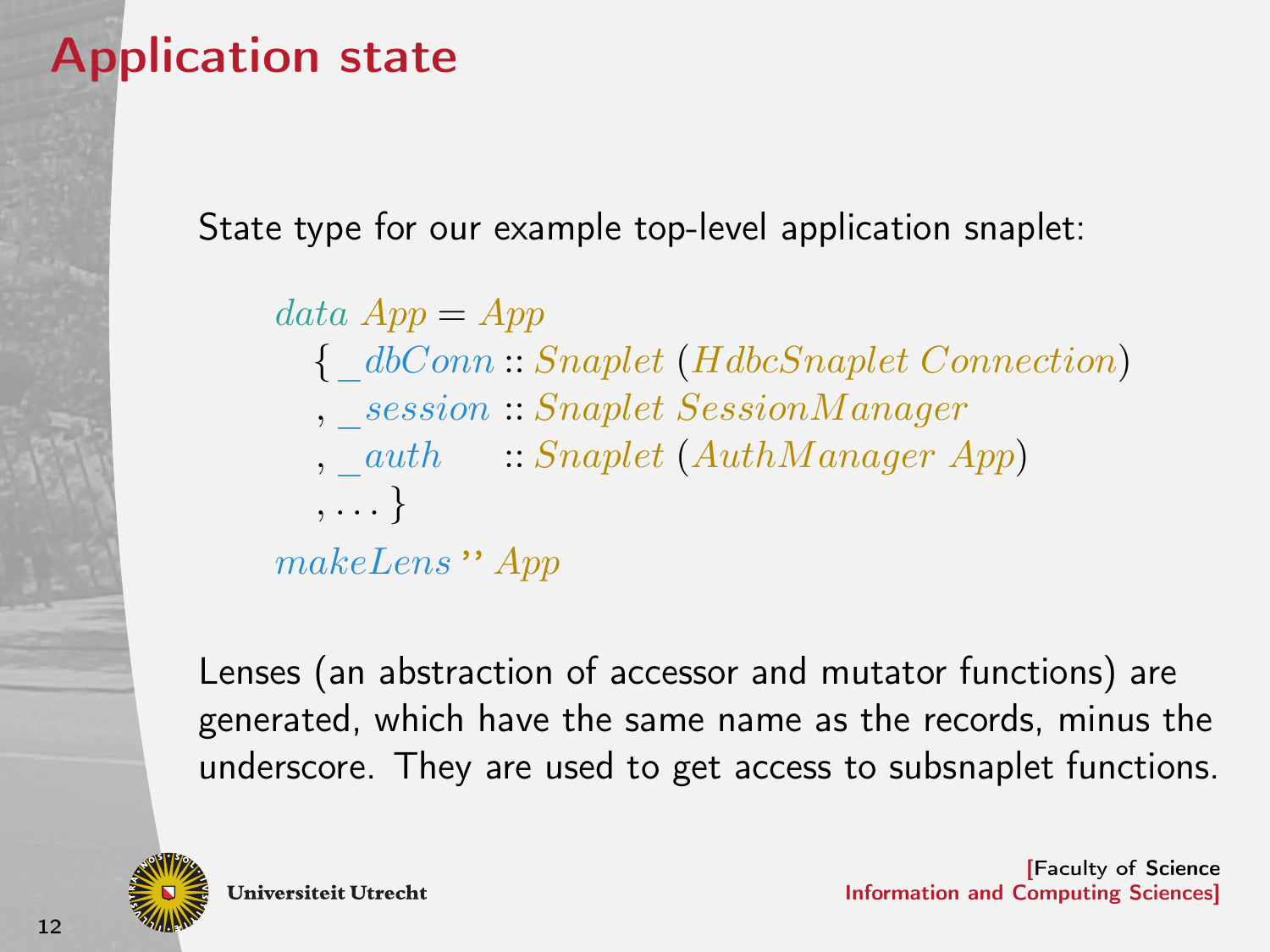# Application state

State type for our example top-level application snaplet:

```haskell
data App = App
  { _dbConn  :: Snaplet (HdbcSnaplet Connection)
  , _session :: Snaplet SessionManager
  , _auth    :: Snaplet (AuthManager App)
  , ... }
makeLens '' App
```

Lenses (an abstraction of accessor and mutator functions) are generated, which have the same name as the records, minus the underscore. They are used to get access to subsnaplet functions.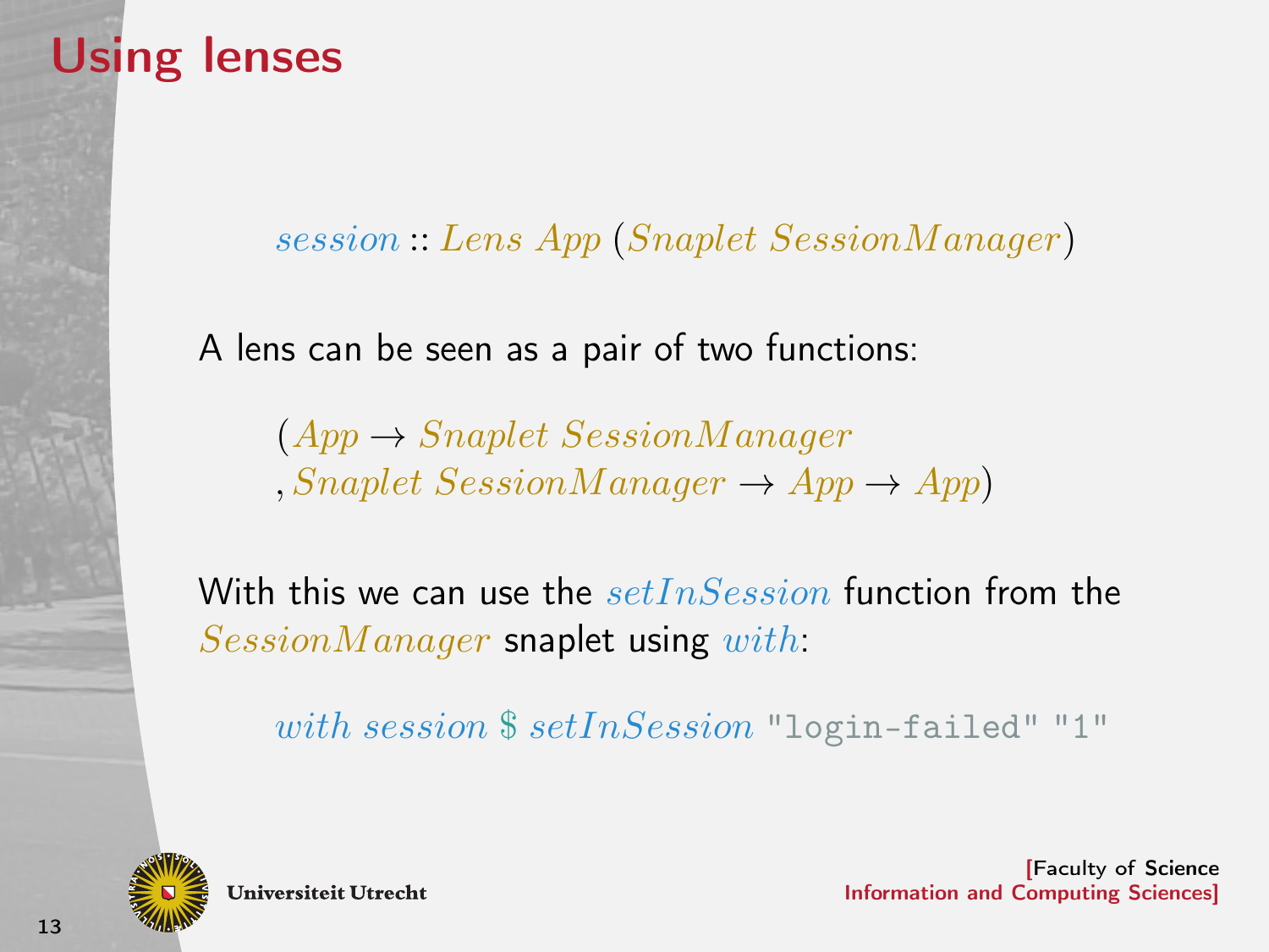# Using lenses

```haskell
session :: Lens App (Snaplet SessionManager)
```

A lens can be seen as a pair of two functions:

```haskell
(App → Snaplet SessionManager
, Snaplet SessionManager → App → App)
```

With this we can use the *setInSession* function from the *SessionManager* snaplet using *with*:

```haskell
with session $ setInSession "login-failed" "1"
```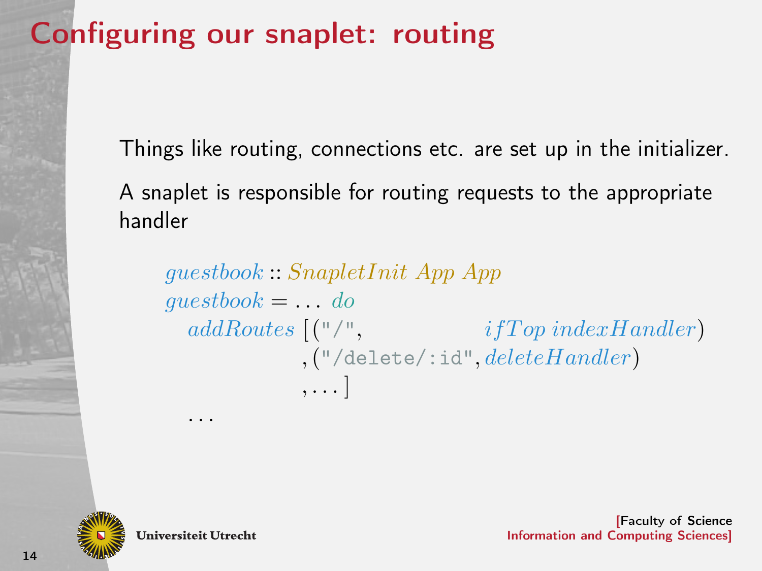# Configuring our snaplet: routing

Things like routing, connections etc. are set up in the initializer.

A snaplet is responsible for routing requests to the appropriate handler

```
guestbook :: SnapletInit App App
guestbook = ... do
  addRoutes [("/",           ifTop indexHandler)
            ,("/delete/:id", deleteHandler)
            ,...]
  ...
```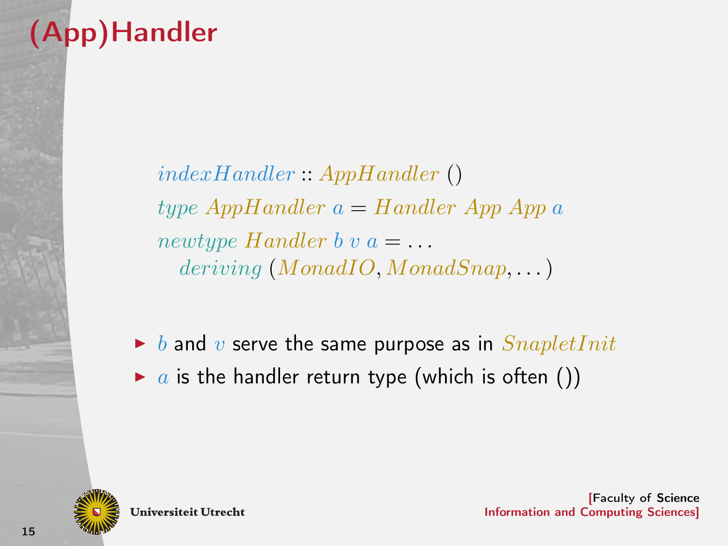# (App)Handler

```haskell
indexHandler :: AppHandler ()
type AppHandler a = Handler App App a
newtype Handler b v a = ...
  deriving (MonadIO, MonadSnap, ...)
```

- $b$ and $v$ serve the same purpose as in *SnapletInit*
- $a$ is the handler return type (which is often ())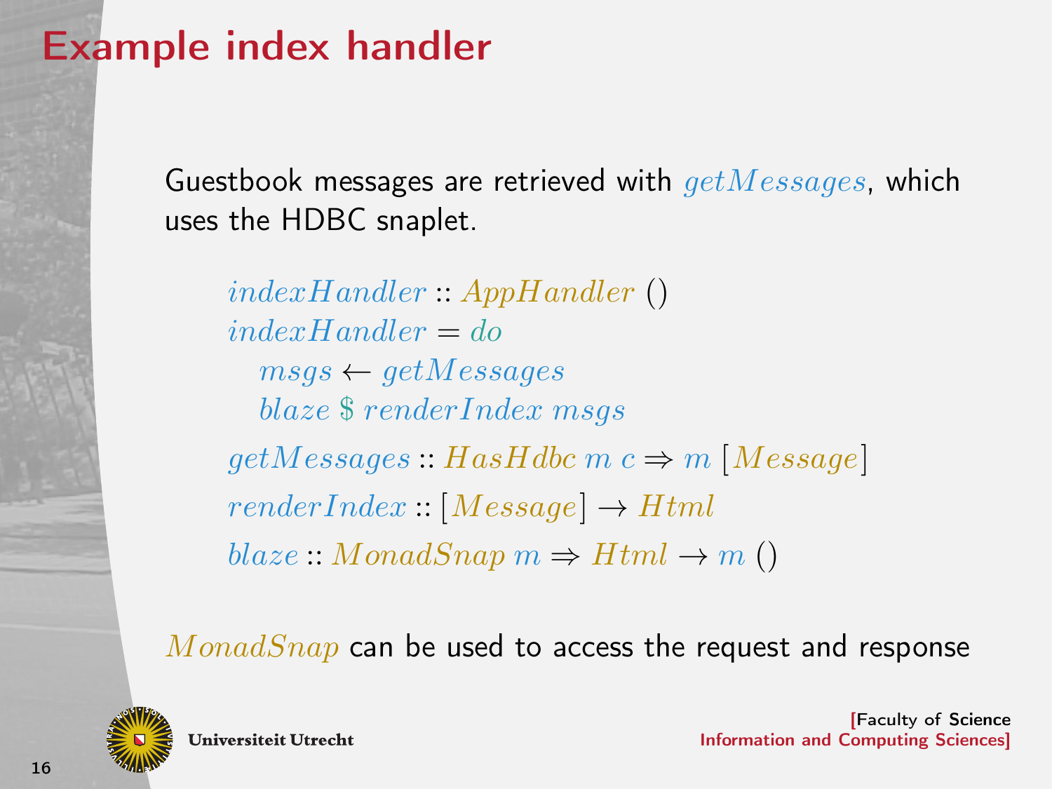# Example index handler

Guestbook messages are retrieved with *getMessages*, which uses the HDBC snaplet.

```haskell
indexHandler :: AppHandler ()
indexHandler = do
  msgs <- getMessages
  blaze $ renderIndex msgs

getMessages :: HasHdbc m c => m [Message]

renderIndex :: [Message] -> Html

blaze :: MonadSnap m => Html -> m ()
```

*MonadSnap* can be used to access the request and response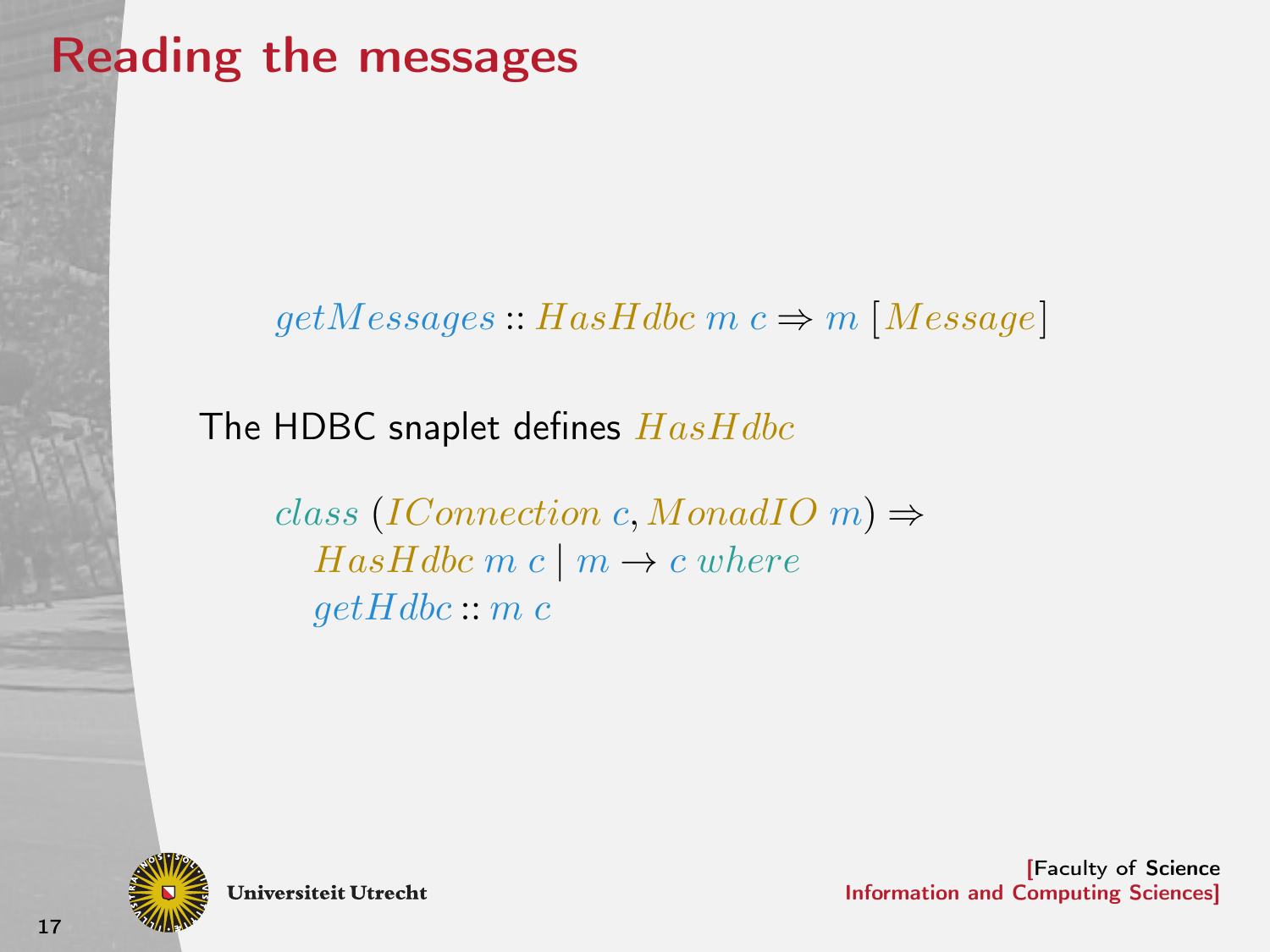# Reading the messages

$$getMessages :: HasHdbc\ m\ c \Rightarrow m\ [Message]$$

The HDBC snaplet defines $HasHdbc$

```
class (IConnection c, MonadIO m) =>
  HasHdbc m c | m -> c where
  getHdbc :: m c
```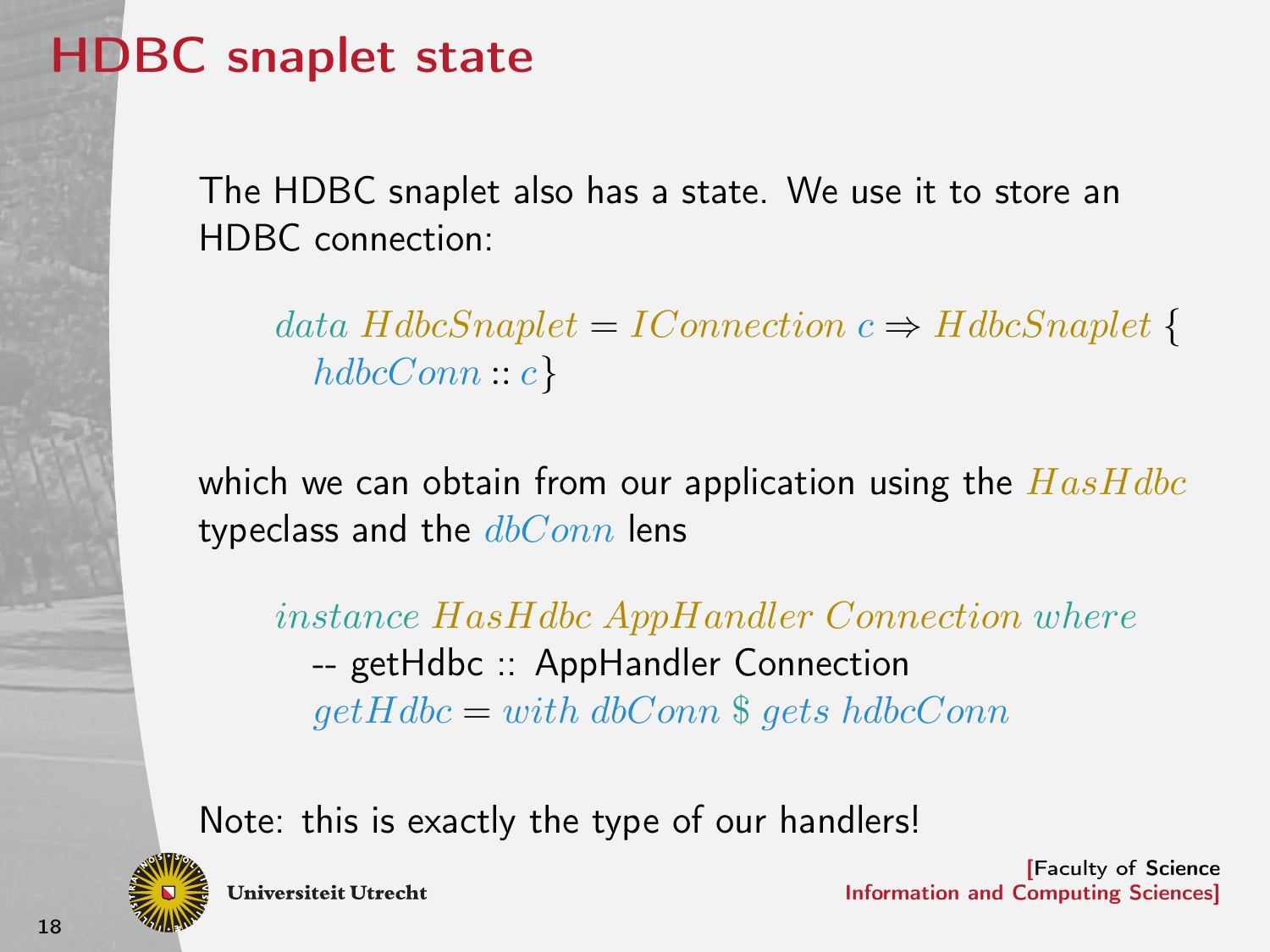# HDBC snaplet state

The HDBC snaplet also has a state. We use it to store an HDBC connection:

```
data HdbcSnaplet = IConnection c => HdbcSnaplet {
  hdbcConn :: c}
```

which we can obtain from our application using the *HasHdbc* typeclass and the *dbConn* lens

```
instance HasHdbc AppHandler Connection where
  -- getHdbc :: AppHandler Connection
  getHdbc = with dbConn $ gets hdbcConn
```

Note: this is exactly the type of our handlers!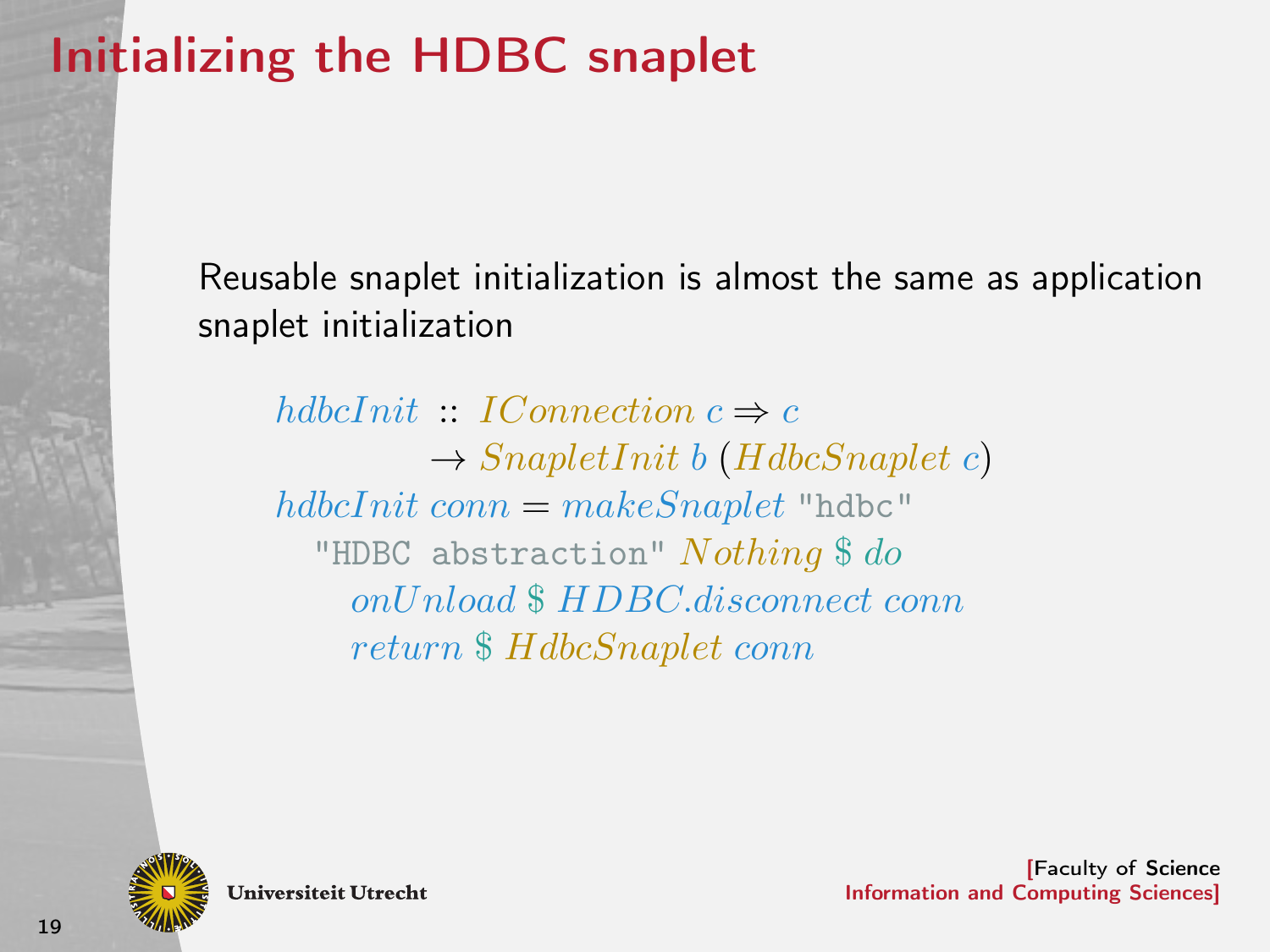# Initializing the HDBC snaplet

Reusable snaplet initialization is almost the same as application snaplet initialization

```haskell
hdbcInit :: IConnection c => c
         -> SnapletInit b (HdbcSnaplet c)
hdbcInit conn = makeSnaplet "hdbc"
  "HDBC abstraction" Nothing $ do
    onUnload $ HDBC.disconnect conn
    return $ HdbcSnaplet conn
```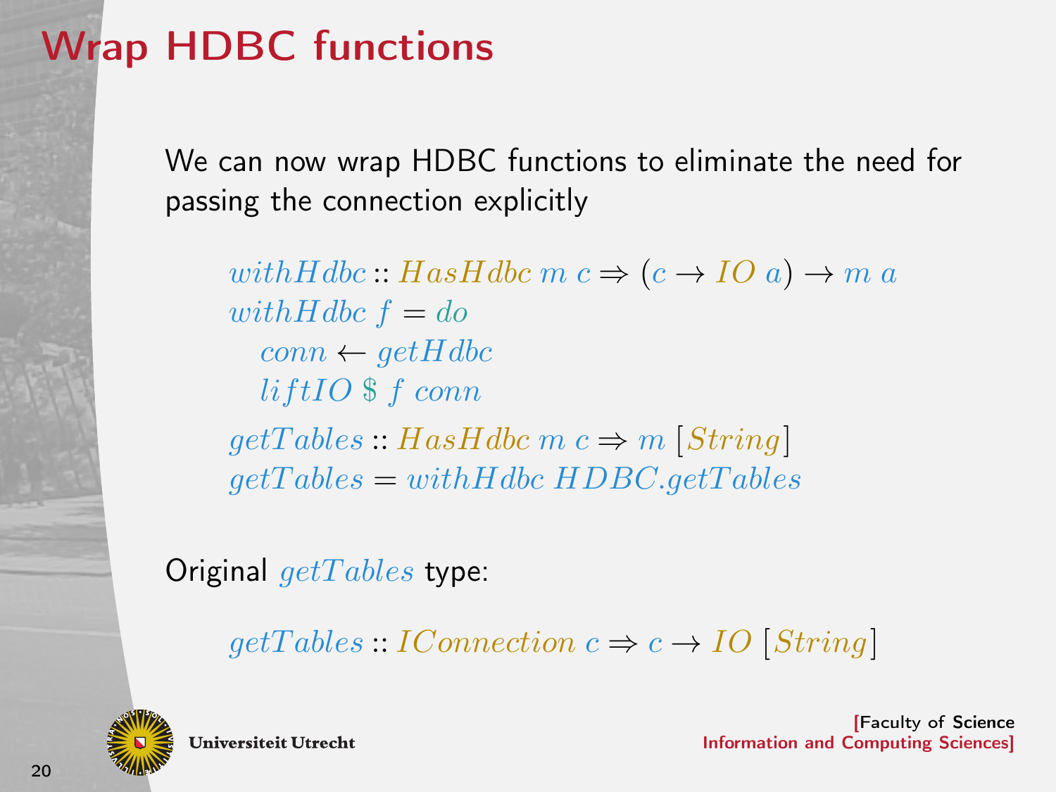# Wrap HDBC functions

We can now wrap HDBC functions to eliminate the need for passing the connection explicitly

```haskell
withHdbc :: HasHdbc m c => (c -> IO a) -> m a
withHdbc f = do
  conn <- getHdbc
  liftIO $ f conn

getTables :: HasHdbc m c => m [String]
getTables = withHdbc HDBC.getTables
```

Original *getTables* type:

```haskell
getTables :: IConnection c => c -> IO [String]
```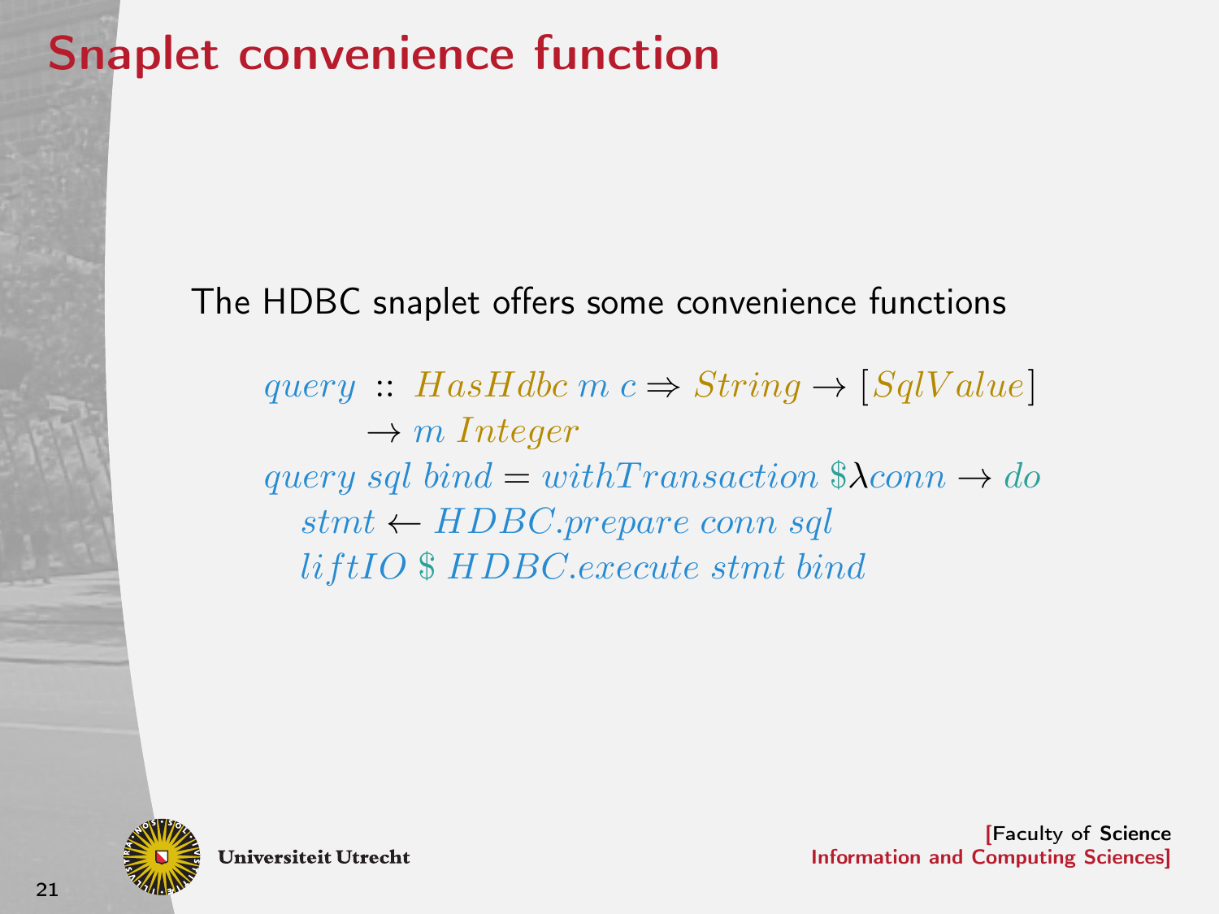# Snaplet convenience function

The HDBC snaplet offers some convenience functions

```haskell
query :: HasHdbc m c => String -> [SqlValue]
      -> m Integer
query sql bind = withTransaction $ \conn -> do
  stmt <- HDBC.prepare conn sql
  liftIO $ HDBC.execute stmt bind
```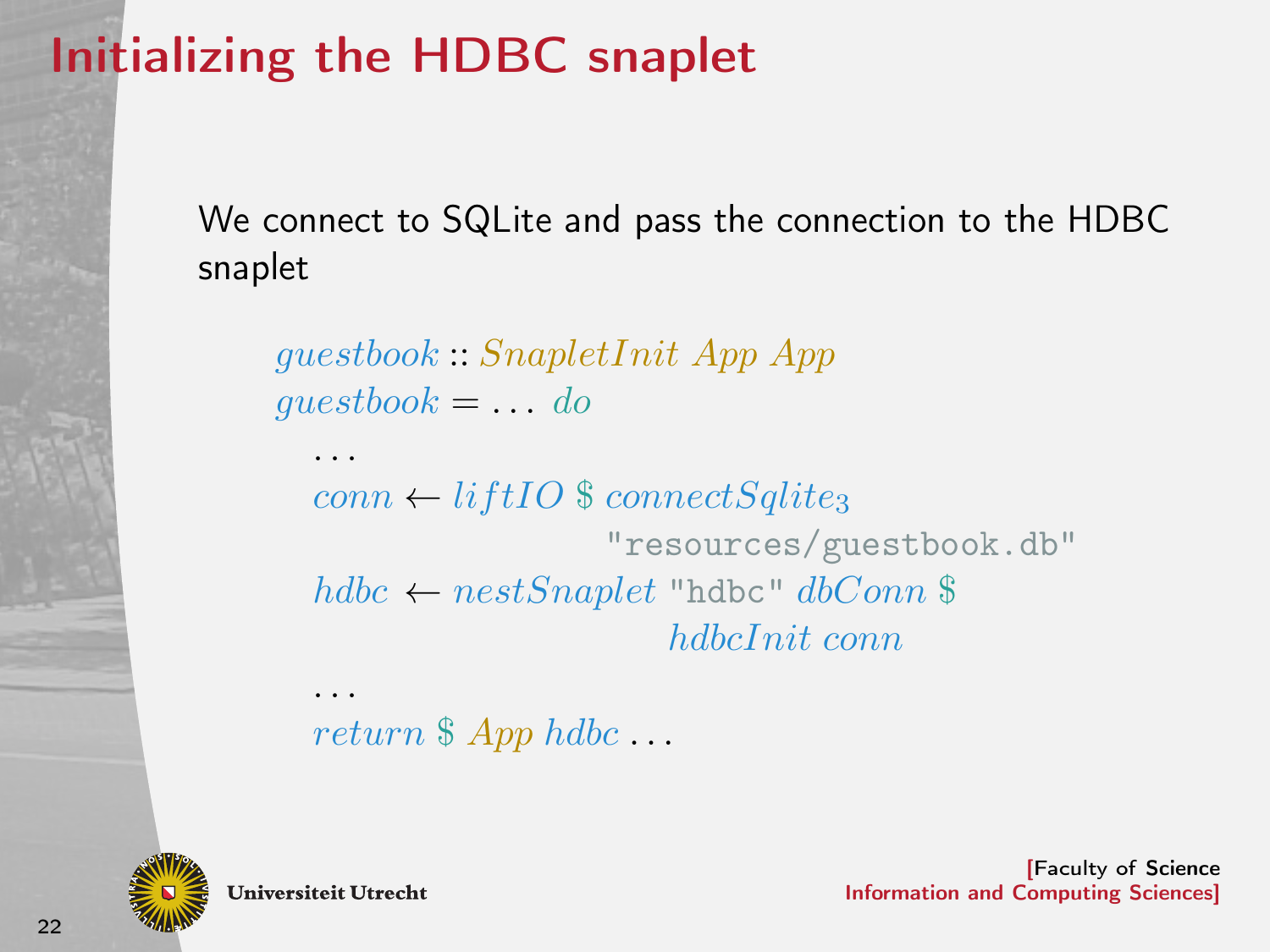# Initializing the HDBC snaplet

We connect to SQLite and pass the connection to the HDBC snaplet

```
guestbook :: SnapletInit App App
guestbook = ... do
  ...
  conn ← liftIO $ connectSqlite3
                    "resources/guestbook.db"
  hdbc ← nestSnaplet "hdbc" dbConn $
                       hdbcInit conn
  ...
  return $ App hdbc ...
```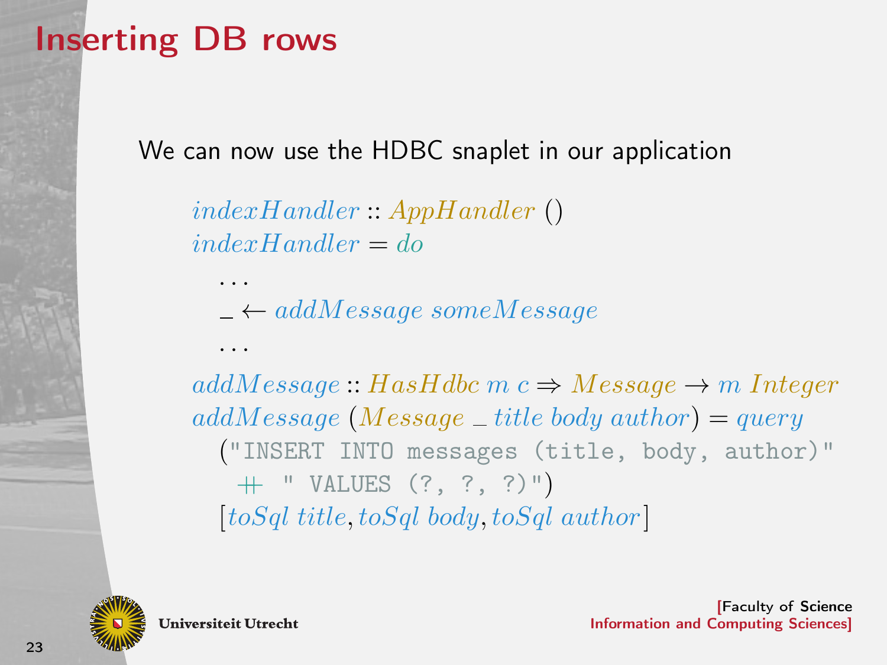# Inserting DB rows

We can now use the HDBC snaplet in our application

```haskell
indexHandler :: AppHandler ()
indexHandler = do
  ...
  _ <- addMessage someMessage
  ...

addMessage :: HasHdbc m c => Message -> m Integer
addMessage (Message _ title body author) = query
  ("INSERT INTO messages (title, body, author)"
    ++ " VALUES (?, ?, ?)")
  [toSql title, toSql body, toSql author]
```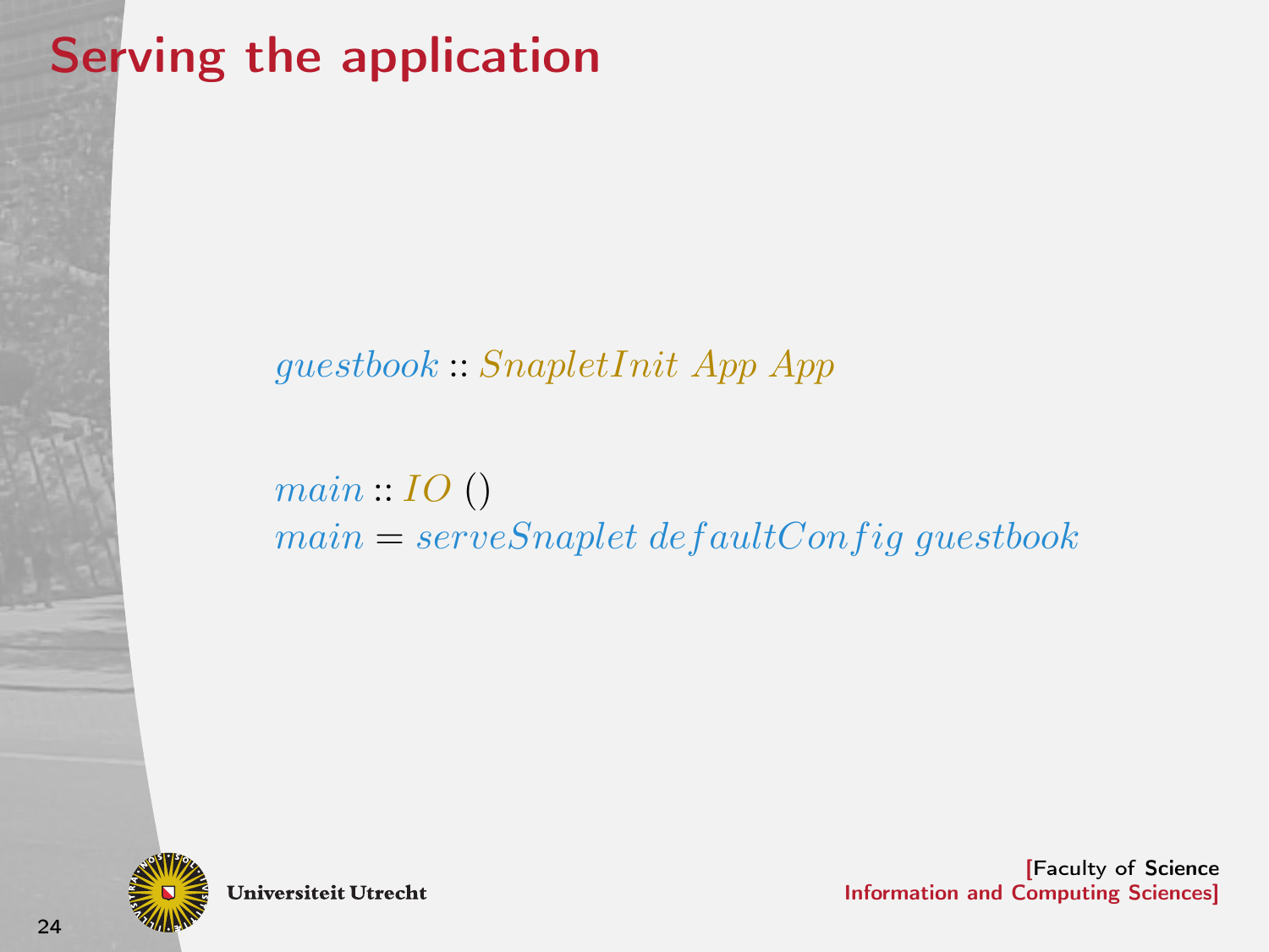# Serving the application

```haskell
guestbook :: SnapletInit App App

main :: IO ()
main = serveSnaplet defaultConfig guestbook
```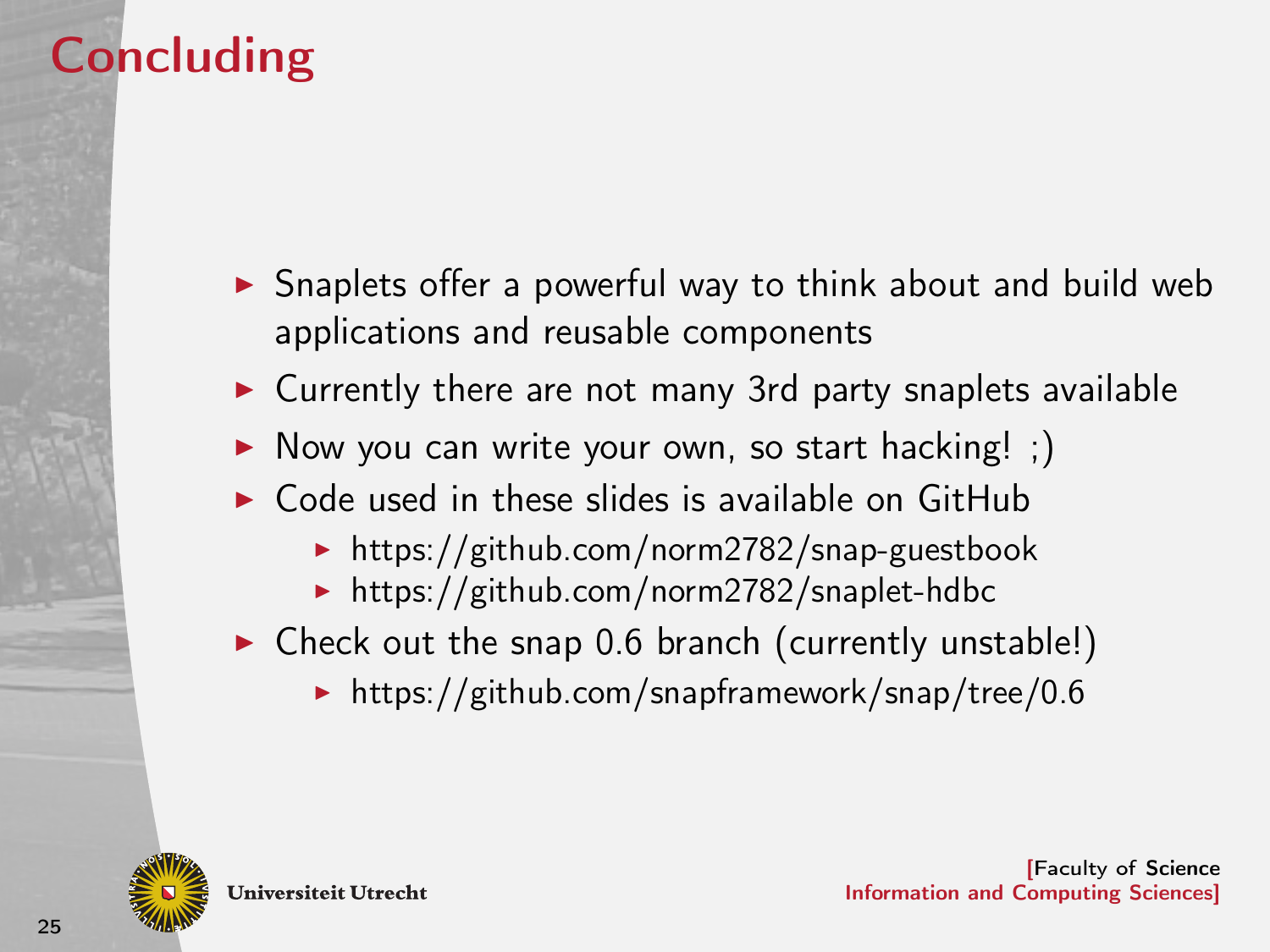# Concluding

- Snaplets offer a powerful way to think about and build web applications and reusable components
- Currently there are not many 3rd party snaplets available
- Now you can write your own, so start hacking! ;)
- Code used in these slides is available on GitHub
  - https://github.com/norm2782/snap-guestbook
  - https://github.com/norm2782/snaplet-hdbc
- Check out the snap 0.6 branch (currently unstable!)
  - https://github.com/snapframework/snap/tree/0.6